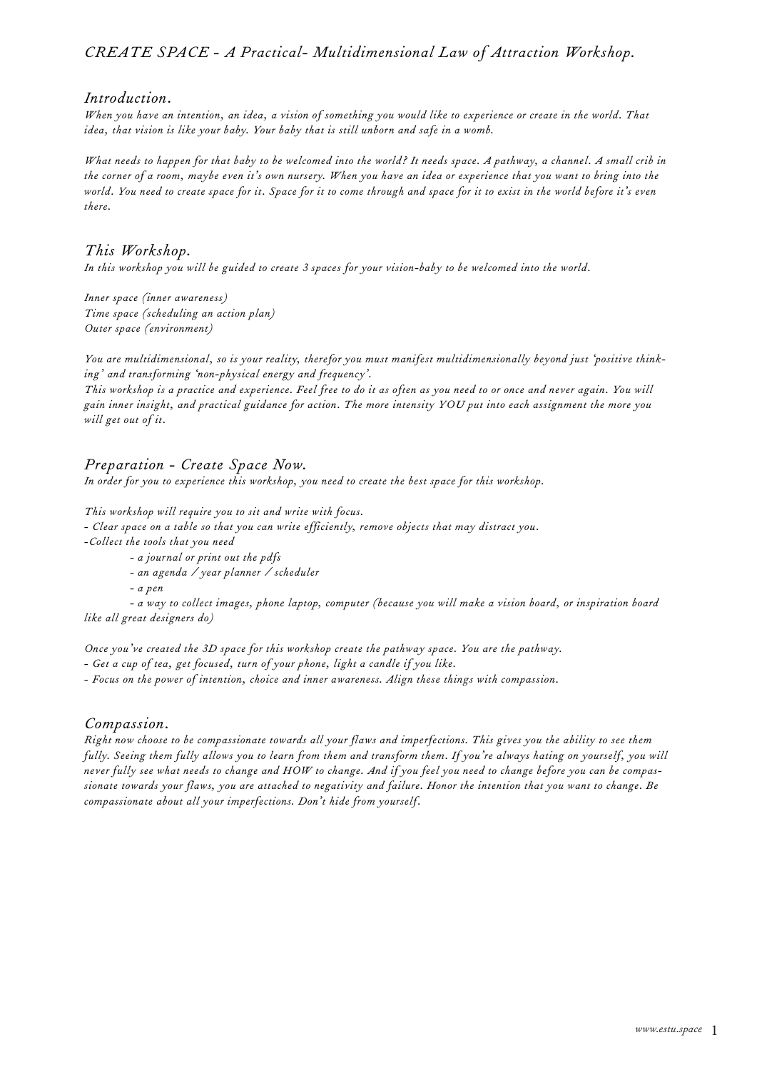# *CREATE SPACE - A Practical- Multidimensional Law of Attraction Workshop.*

## *Introduction.*

*When you have an intention, an idea, a vision of something you would like to experience or create in the world. That idea, that vision is like your baby. Your baby that is still unborn and safe in a womb.*

*What needs to happen for that baby to be welcomed into the world? It needs space. A pathway, a channel. A small crib in the corner of a room, maybe even it's own nursery. When you have an idea or experience that you want to bring into the world. You need to create space for it. Space for it to come through and space for it to exist in the world before it's even there.*

## *This Workshop.*

*In this workshop you will be guided to create 3 spaces for your vision-baby to be welcomed into the world.*

*Inner space (inner awareness)*
*Time space (scheduling an action plan)*
*Outer space (environment)*

*You are multidimensional, so is your reality, therefor you must manifest multidimensionally beyond just 'positive thinking' and transforming 'non-physical energy and frequency'.*
*This workshop is a practice and experience. Feel free to do it as often as you need to or once and never again. You will gain inner insight, and practical guidance for action. The more intensity YOU put into each assignment the more you will get out of it.*

## *Preparation - Create Space Now.*

*In order for you to experience this workshop, you need to create the best space for this workshop.*

*This workshop will require you to sit and write with focus.*
*- Clear space on a table so that you can write efficiently, remove objects that may distract you.*
*-Collect the tools that you need*

- *a journal or print out the pdfs*
- *an agenda / year planner / scheduler*
- *a pen*
- *a way to collect images, phone laptop, computer (because you will make a vision board, or inspiration board like all great designers do)*

*Once you've created the 3D space for this workshop create the pathway space. You are the pathway.*
*- Get a cup of tea, get focused, turn of your phone, light a candle if you like.*
*- Focus on the power of intention, choice and inner awareness. Align these things with compassion.*

## *Compassion.*

*Right now choose to be compassionate towards all your flaws and imperfections. This gives you the ability to see them fully. Seeing them fully allows you to learn from them and transform them. If you're always hating on yourself, you will never fully see what needs to change and HOW to change. And if you feel you need to change before you can be compassionate towards your flaws, you are attached to negativity and failure. Honor the intention that you want to change. Be compassionate about all your imperfections. Don't hide from yourself.*

*www.estu.space*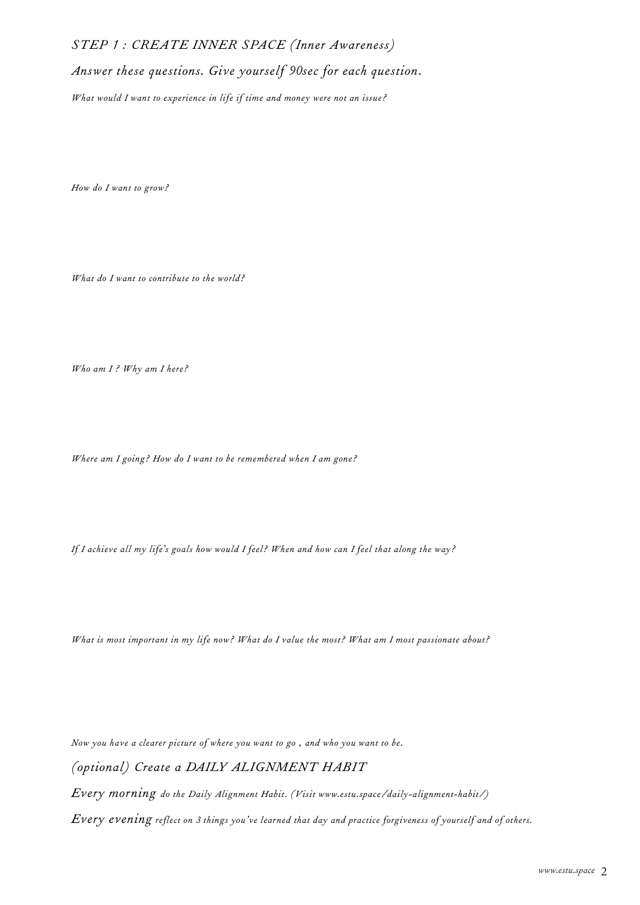## *STEP 1 : CREATE INNER SPACE (Inner Awareness)*

### *Answer these questions. Give yourself 90sec for each question.*

*What would I want to experience in life if time and money were not an issue?*

*How do I want to grow?*

*What do I want to contribute to the world?*

*Who am I ? Why am I here?*

*Where am I going? How do I want to be remembered when I am gone?*

*If I achieve all my life's goals how would I feel? When and how can I feel that along the way?*

*What is most important in my life now? What do I value the most? What am I most passionate about?*

*Now you have a clearer picture of where you want to go , and who you want to be.*

### *(optional) Create a DAILY ALIGNMENT HABIT*

*Every morning do the Daily Alignment Habit. (Visit www.estu.space/daily-alignment-habit/)*

*Every evening reflect on 3 things you've learned that day and practice forgiveness of yourself and of others.*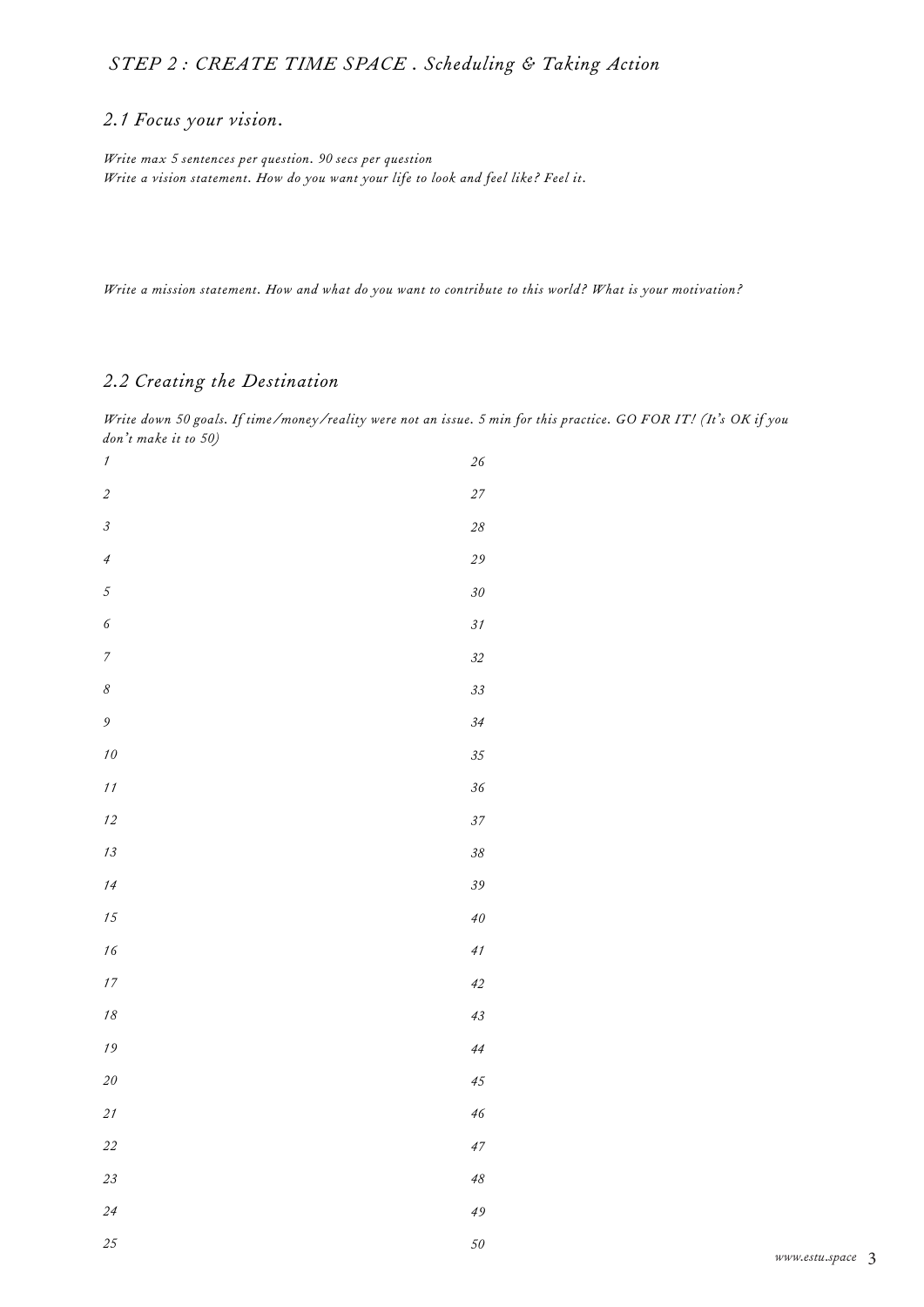## *STEP 2 : CREATE TIME SPACE . Scheduling & Taking Action*

### *2.1 Focus your vision.*

*Write max 5 sentences per question. 90 secs per question*
*Write a vision statement. How do you want your life to look and feel like? Feel it.*

*Write a mission statement. How and what do you want to contribute to this world? What is your motivation?*

### *2.2 Creating the Destination*

*Write down 50 goals. If time/money/reality were not an issue. 5 min for this practice. GO FOR IT! (It's OK if you don't make it to 50)*

1
2
3
4
5
6
7
8
9
10
11
12
13
14
15
16
17
18
19
20
21
22
23
24
25
26
27
28
29
30
31
32
33
34
35
36
37
38
39
40
41
42
43
44
45
46
47
48
49
50

www.estu.space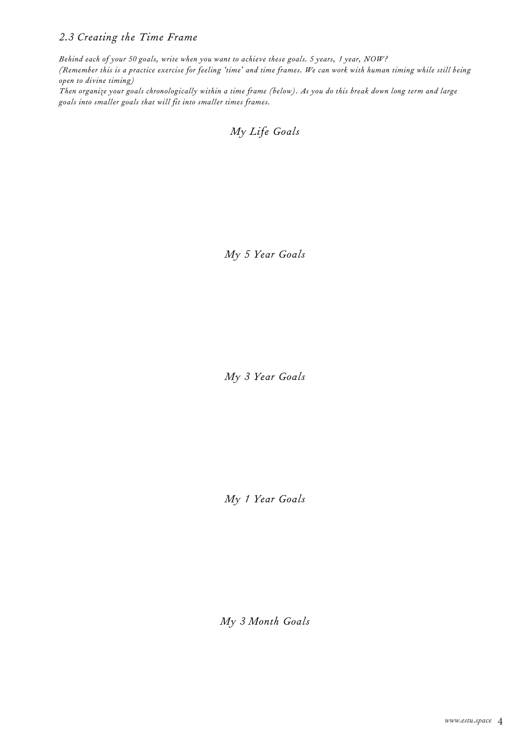## *2.3 Creating the Time Frame*

*Behind each of your 50 goals, write when you want to achieve these goals. 5 years, 1 year, NOW?*
*(Remember this is a practice exercise for feeling 'time' and time frames. We can work with human timing while still being open to divine timing)*
*Then organize your goals chronologically within a time frame (below). As you do this break down long term and large goals into smaller goals that will fit into smaller times frames.*

### *My Life Goals*

### *My 5 Year Goals*

### *My 3 Year Goals*

### *My 1 Year Goals*

### *My 3 Month Goals*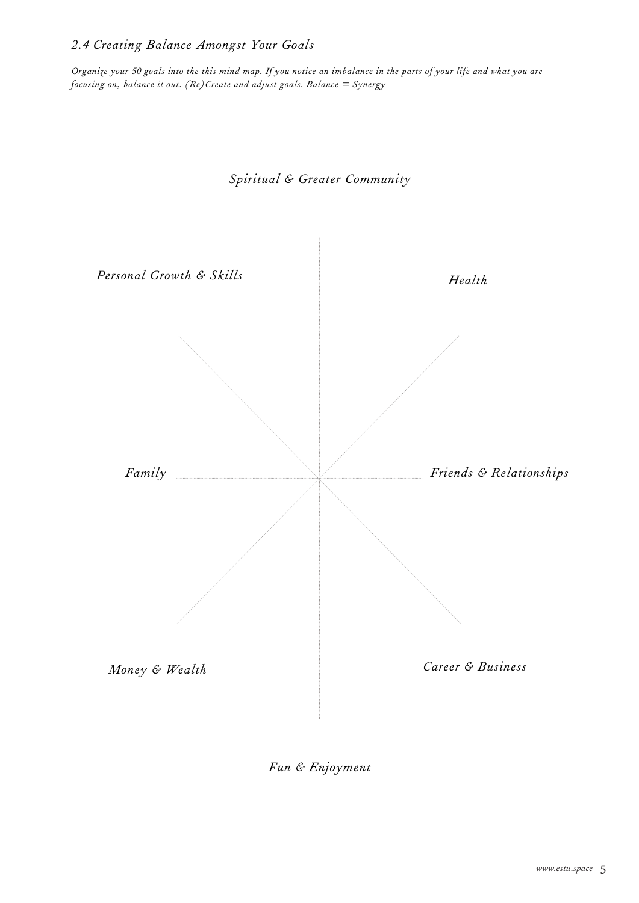## *2.4 Creating Balance Amongst Your Goals*

*Organize your 50 goals into the this mind map. If you notice an imbalance in the parts of your life and what you are focusing on, balance it out. (Re)Create and adjust goals. Balance = Synergy*

*Spiritual & Greater Community*

*Personal Growth & Skills*

*Health*

*Family*

*Friends & Relationships*

*Money & Wealth*

*Career & Business*

*Fun & Enjoyment*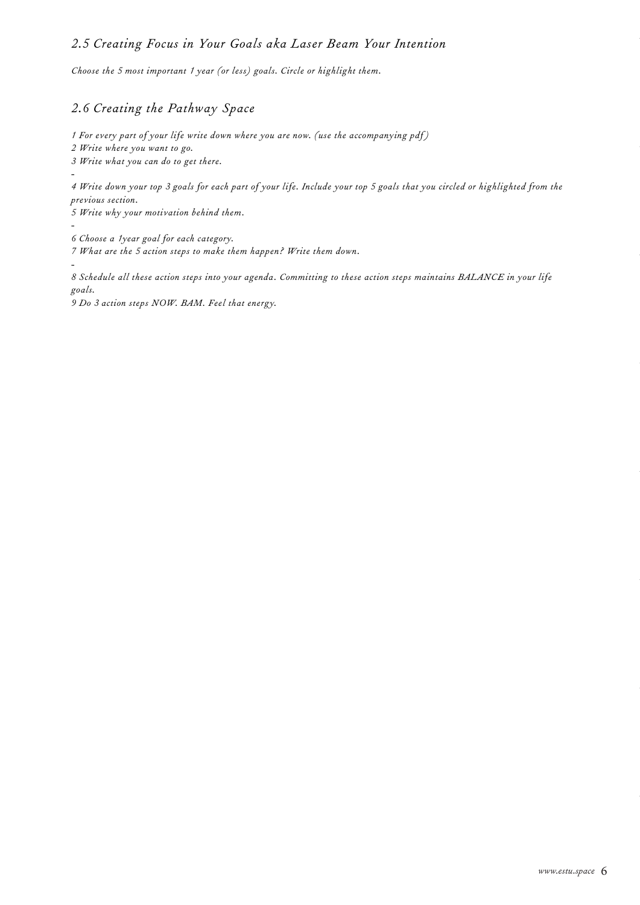## *2.5 Creating Focus in Your Goals aka Laser Beam Your Intention*

*Choose the 5 most important 1 year (or less) goals. Circle or highlight them.*

## *2.6 Creating the Pathway Space*

*1 For every part of your life write down where you are now. (use the accompanying pdf)*
*2 Write where you want to go.*
*3 Write what you can do to get there.*
*-*
*4 Write down your top 3 goals for each part of your life. Include your top 5 goals that you circled or highlighted from the previous section.*
*5 Write why your motivation behind them.*
*-*
*6 Choose a 1year goal for each category.*
*7 What are the 5 action steps to make them happen? Write them down.*
*-*
*8 Schedule all these action steps into your agenda. Committing to these action steps maintains BALANCE in your life goals.*
*9 Do 3 action steps NOW. BAM. Feel that energy.*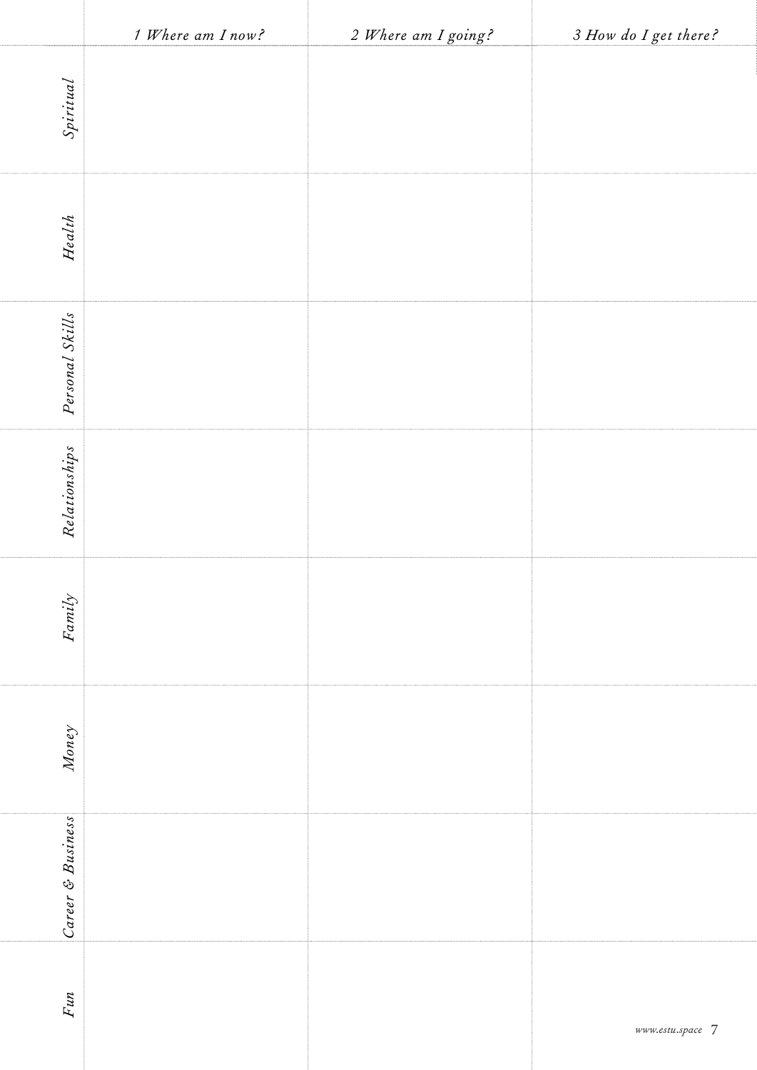| | 1 Where am I now? | 2 Where am I going? | 3 How do I get there? |
|---|---|---|---|
| *Spiritual* | | | |
| *Health* | | | |
| *Personal Skills* | | | |
| *Relationships* | | | |
| *Family* | | | |
| *Money* | | | |
| *Career & Business* | | | |
| *Fun* | | | |

*www.estu.space*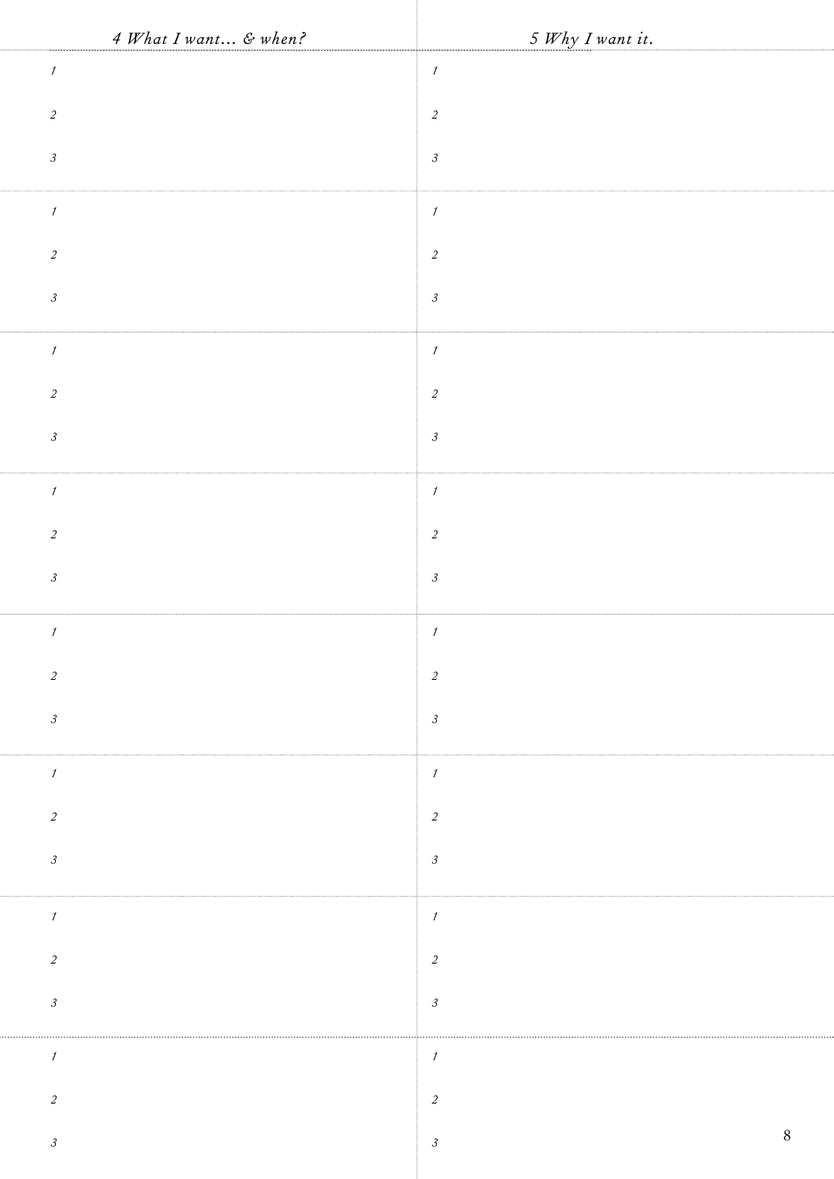| 4 What I want… & when? | 5 Why I want it. |
| --- | --- |
| 1 | 1 |
| 2 | 2 |
| 3 | 3 |
| 1 | 1 |
| 2 | 2 |
| 3 | 3 |
| 1 | 1 |
| 2 | 2 |
| 3 | 3 |
| 1 | 1 |
| 2 | 2 |
| 3 | 3 |
| 1 | 1 |
| 2 | 2 |
| 3 | 3 |
| 1 | 1 |
| 2 | 2 |
| 3 | 3 |
| 1 | 1 |
| 2 | 2 |
| 3 | 3 |
| 1 | 1 |
| 2 | 2 |
| 3 | 3 |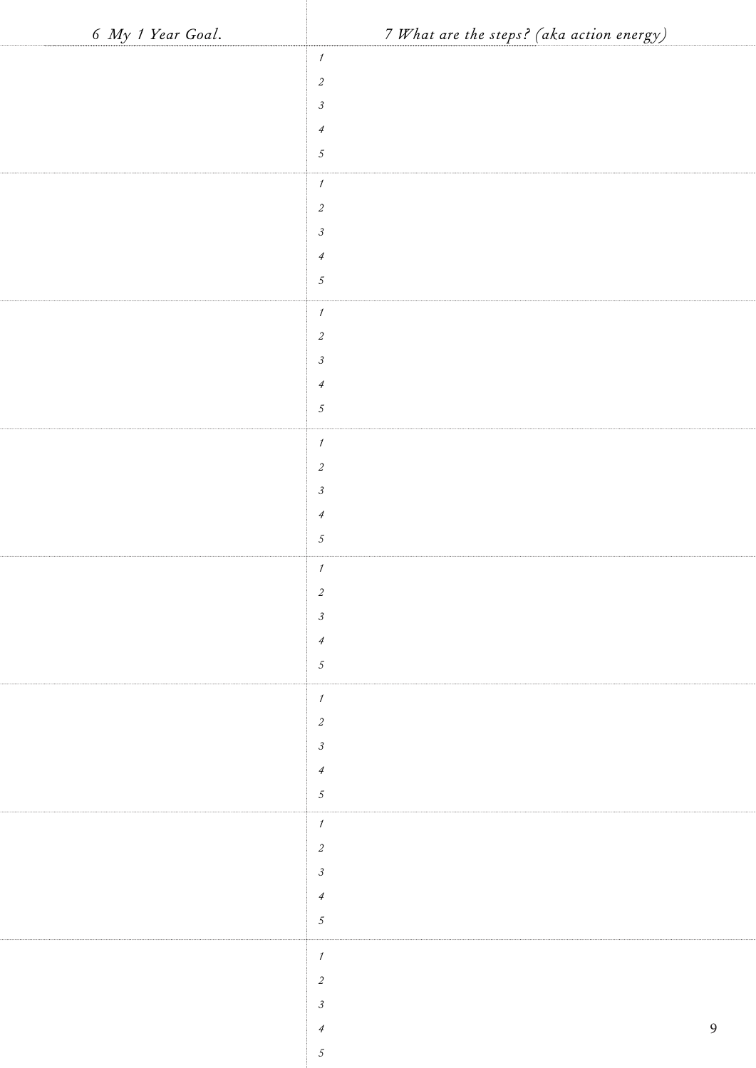| 6 *My 1 Year Goal.* | 7 *What are the steps? (aka action energy)* |
|---|---|
| | *1* |
| | *2* |
| | *3* |
| | *4* |
| | *5* |
| | *1* |
| | *2* |
| | *3* |
| | *4* |
| | *5* |
| | *1* |
| | *2* |
| | *3* |
| | *4* |
| | *5* |
| | *1* |
| | *2* |
| | *3* |
| | *4* |
| | *5* |
| | *1* |
| | *2* |
| | *3* |
| | *4* |
| | *5* |
| | *1* |
| | *2* |
| | *3* |
| | *4* |
| | *5* |
| | *1* |
| | *2* |
| | *3* |
| | *4* |
| | *5* |
| | *1* |
| | *2* |
| | *3* |
| | *4* |
| | *5* |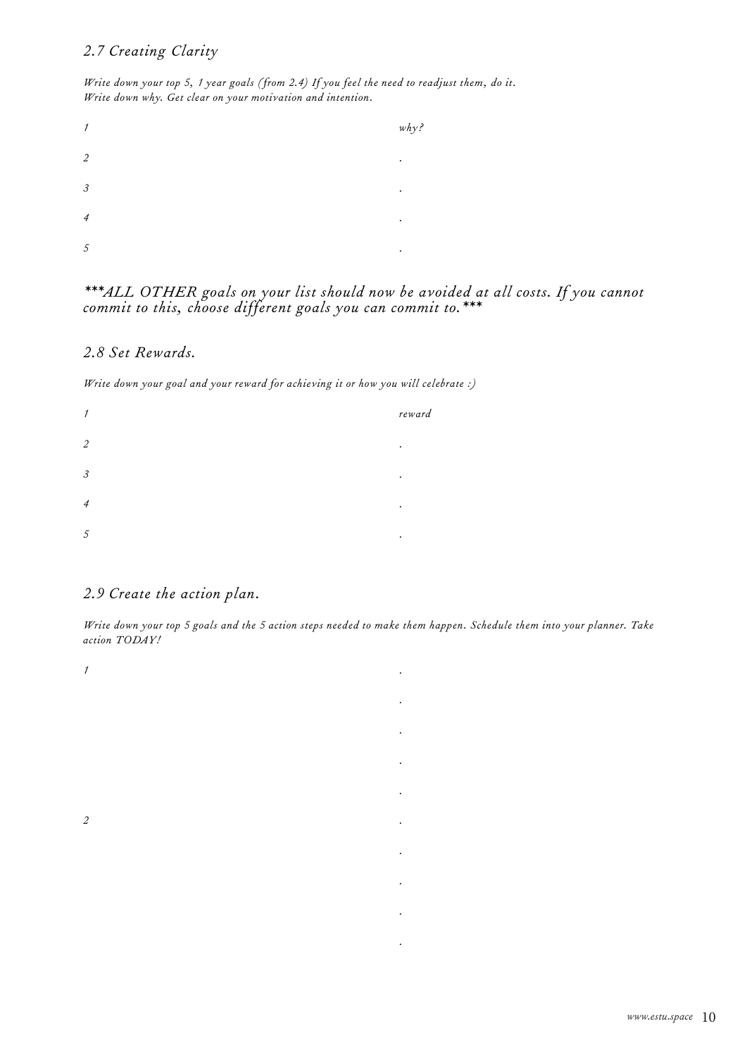## *2.7 Creating Clarity*

*Write down your top 5, 1 year goals (from 2.4) If you feel the need to readjust them, do it. Write down why. Get clear on your motivation and intention.*

| | why? |
|---|---|
| 1 | |
| 2 | . |
| 3 | . |
| 4 | . |
| 5 | . |

***\*\*\*ALL OTHER goals on your list should now be avoided at all costs. If you cannot commit to this, choose different goals you can commit to.\*\*\****

## *2.8 Set Rewards.*

*Write down your goal and your reward for achieving it or how you will celebrate :)*

| | reward |
|---|---|
| 1 | |
| 2 | . |
| 3 | . |
| 4 | . |
| 5 | . |

## *2.9 Create the action plan.*

*Write down your top 5 goals and the 5 action steps needed to make them happen. Schedule them into your planner. Take action TODAY!*

| | |
|---|---|
| 1 | . |
| | . |
| | . |
| | . |
| | . |
| 2 | . |
| | . |
| | . |
| | . |
| | . |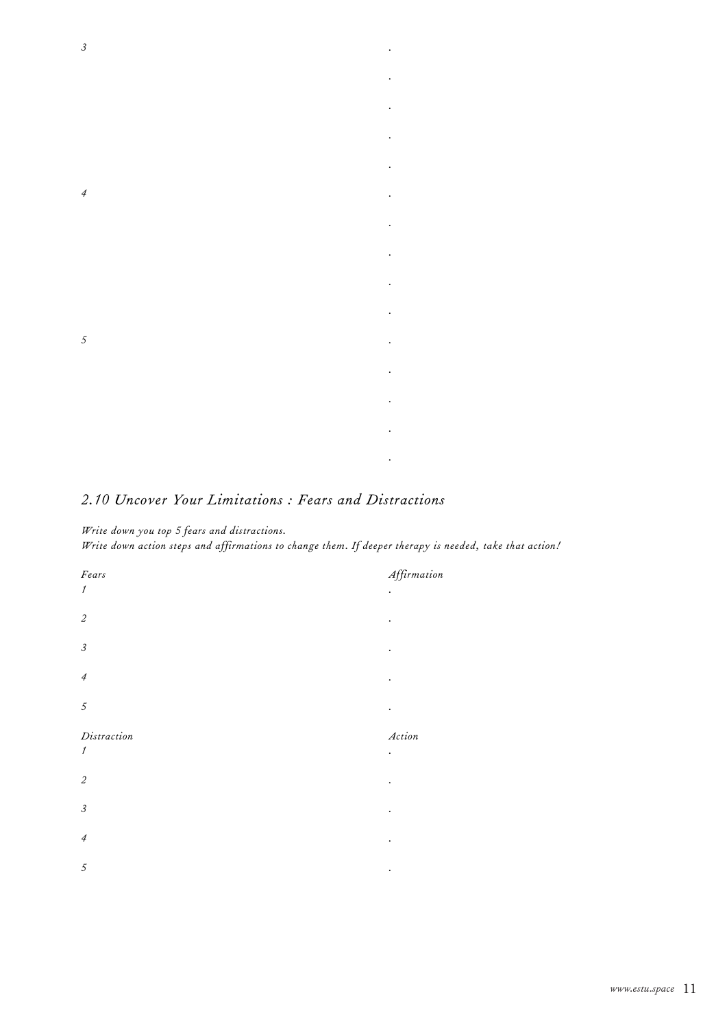*3*

*4*

*5*

## *2.10 Uncover Your Limitations : Fears and Distractions*

*Write down you top 5 fears and distractions.*
*Write down action steps and affirmations to change them. If deeper therapy is needed, take that action!*

| *Fears* | *Affirmation* |
|---|---|
| *1* | . |
| *2* | . |
| *3* | . |
| *4* | . |
| *5* | . |

| *Distraction* | *Action* |
|---|---|
| *1* | . |
| *2* | . |
| *3* | . |
| *4* | . |
| *5* | . |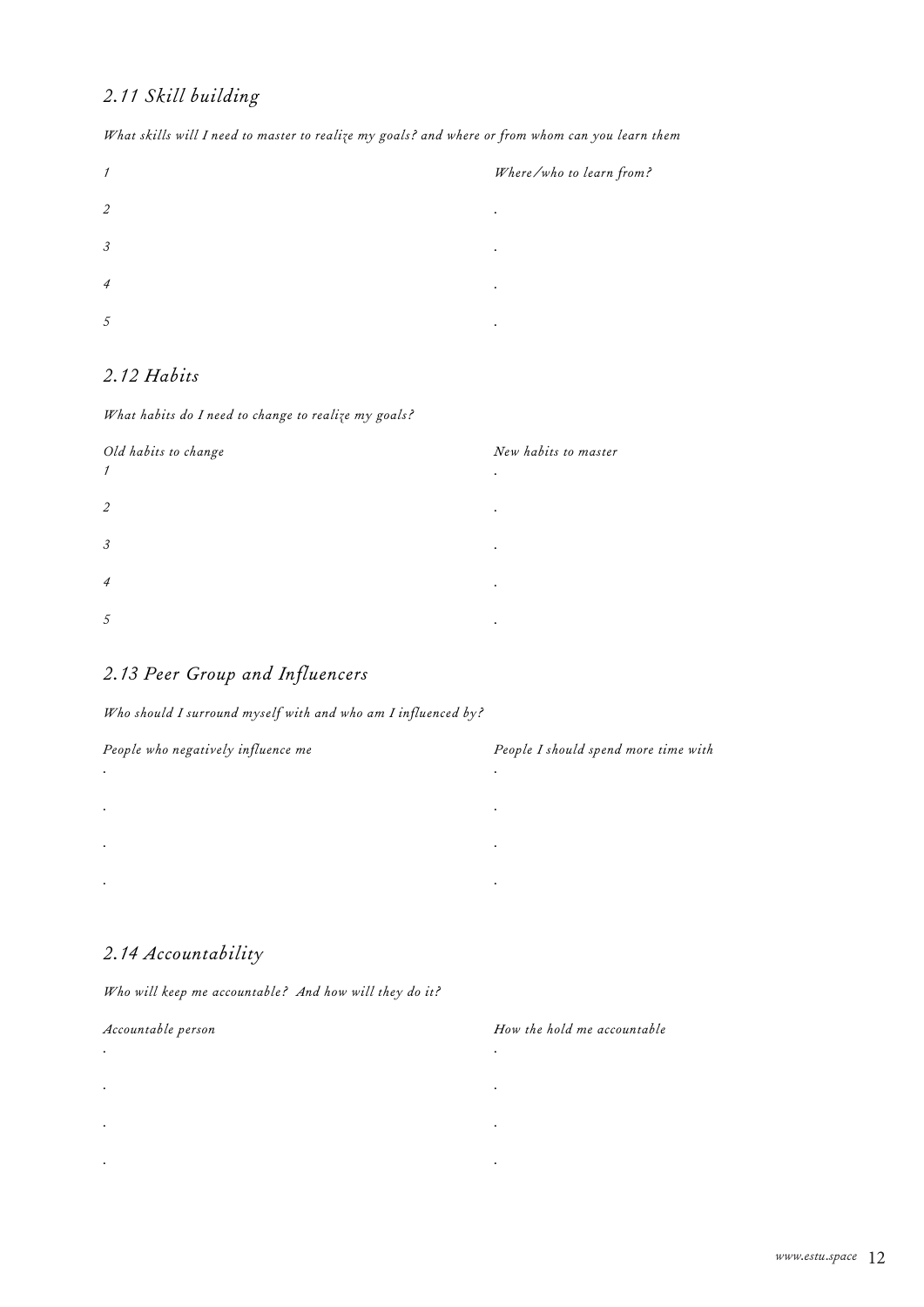## *2.11 Skill building*

*What skills will I need to master to realize my goals? and where or from whom can you learn them*

| | *Where/who to learn from?* |
|---|---|
| *1* | |
| *2* | . |
| *3* | . |
| *4* | . |
| *5* | . |

## *2.12 Habits*

*What habits do I need to change to realize my goals?*

| *Old habits to change* | *New habits to master* |
|---|---|
| *1* | . |
| *2* | . |
| *3* | . |
| *4* | . |
| *5* | . |

## *2.13 Peer Group and Influencers*

*Who should I surround myself with and who am I influenced by?*

| *People who negatively influence me* | *People I should spend more time with* |
|---|---|
| . | . |
| . | . |
| . | . |
| . | . |

## *2.14 Accountability*

*Who will keep me accountable? And how will they do it?*

| *Accountable person* | *How the hold me accountable* |
|---|---|
| . | . |
| . | . |
| . | . |
| . | . |

*www.estu.space*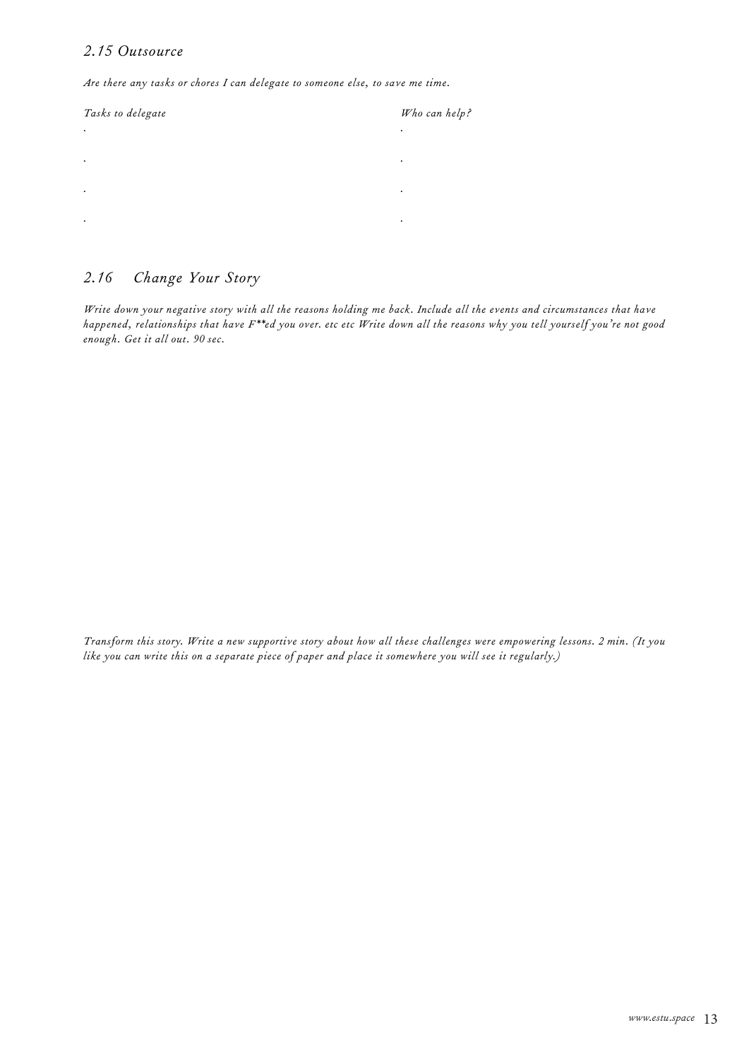## *2.15 Outsource*

*Are there any tasks or chores I can delegate to someone else, to save me time.*

| *Tasks to delegate* | *Who can help?* |
| --- | --- |
| · | · |
| · | · |
| · | · |
| · | · |

## *2.16 Change Your Story*

*Write down your negative story with all the reasons holding me back. Include all the events and circumstances that have happened, relationships that have F**ed you over. etc etc Write down all the reasons why you tell yourself you're not good enough. Get it all out. 90 sec.*

*Transform this story. Write a new supportive story about how all these challenges were empowering lessons. 2 min. (It you like you can write this on a separate piece of paper and place it somewhere you will see it regularly.)*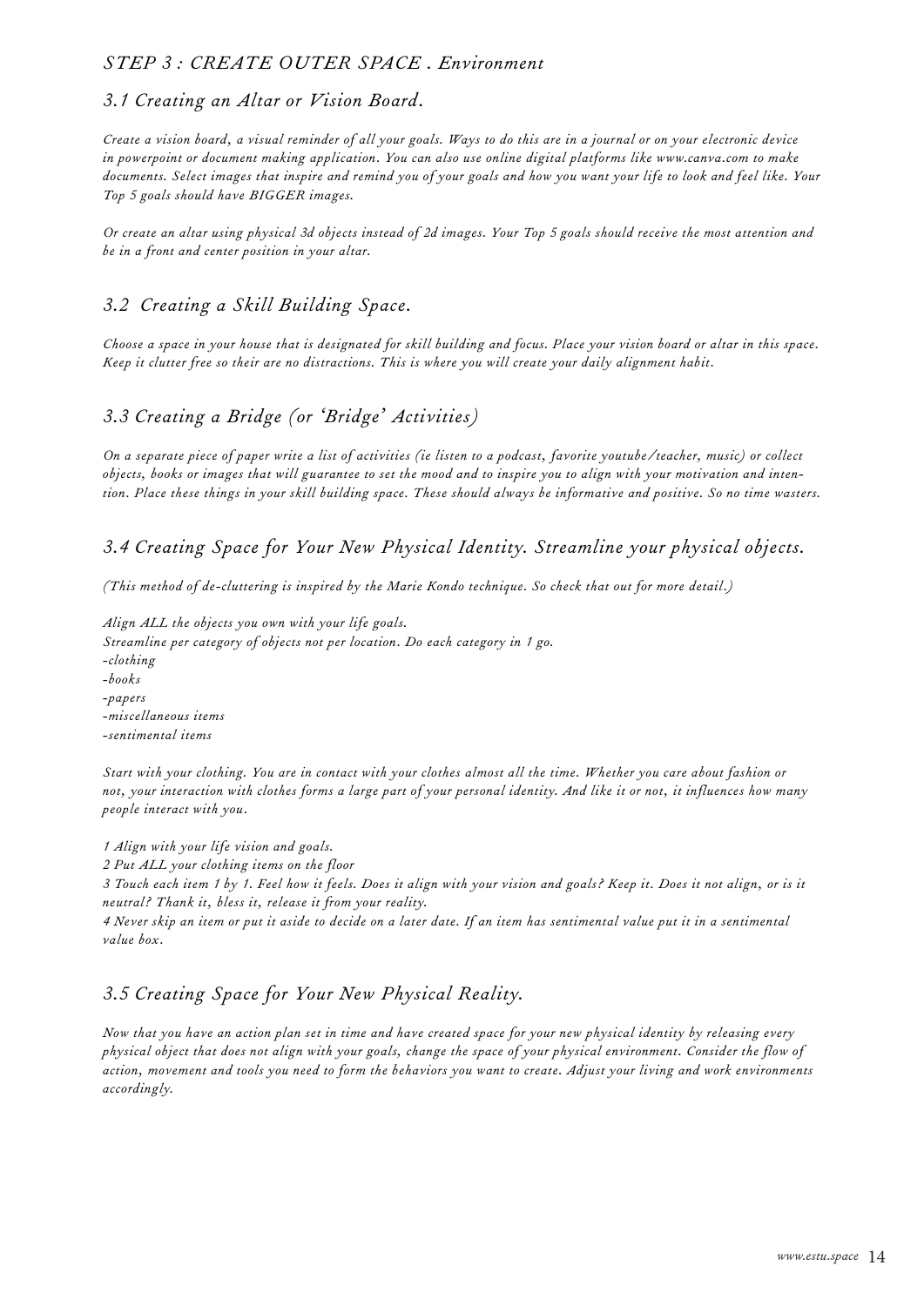## *STEP 3 : CREATE OUTER SPACE . Environment*

### *3.1 Creating an Altar or Vision Board.*

*Create a vision board, a visual reminder of all your goals. Ways to do this are in a journal or on your electronic device in powerpoint or document making application. You can also use online digital platforms like www.canva.com to make documents. Select images that inspire and remind you of your goals and how you want your life to look and feel like. Your Top 5 goals should have BIGGER images.*

*Or create an altar using physical 3d objects instead of 2d images. Your Top 5 goals should receive the most attention and be in a front and center position in your altar.*

### *3.2 Creating a Skill Building Space.*

*Choose a space in your house that is designated for skill building and focus. Place your vision board or altar in this space. Keep it clutter free so their are no distractions. This is where you will create your daily alignment habit.*

### *3.3 Creating a Bridge (or 'Bridge' Activities)*

*On a separate piece of paper write a list of activities (ie listen to a podcast, favorite youtube/teacher, music) or collect objects, books or images that will guarantee to set the mood and to inspire you to align with your motivation and intention. Place these things in your skill building space. These should always be informative and positive. So no time wasters.*

### *3.4 Creating Space for Your New Physical Identity. Streamline your physical objects.*

*(This method of de-cluttering is inspired by the Marie Kondo technique. So check that out for more detail.)*

*Align ALL the objects you own with your life goals.*
*Streamline per category of objects not per location. Do each category in 1 go.*
*-clothing*
*-books*
*-papers*
*-miscellaneous items*
*-sentimental items*

*Start with your clothing. You are in contact with your clothes almost all the time. Whether you care about fashion or not, your interaction with clothes forms a large part of your personal identity. And like it or not, it influences how many people interact with you.*

*1 Align with your life vision and goals.*
*2 Put ALL your clothing items on the floor*
*3 Touch each item 1 by 1. Feel how it feels. Does it align with your vision and goals? Keep it. Does it not align, or is it neutral? Thank it, bless it, release it from your reality.*
*4 Never skip an item or put it aside to decide on a later date. If an item has sentimental value put it in a sentimental value box.*

### *3.5 Creating Space for Your New Physical Reality.*

*Now that you have an action plan set in time and have created space for your new physical identity by releasing every physical object that does not align with your goals, change the space of your physical environment. Consider the flow of action, movement and tools you need to form the behaviors you want to create. Adjust your living and work environments accordingly.*